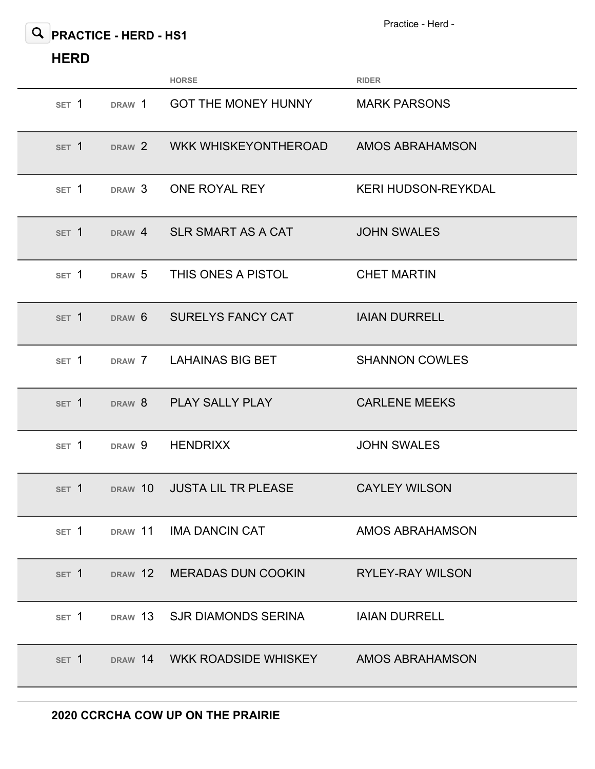## PRACTICE - HERD - HS1

### HERD

| SET | DRAW | HORSE | RIDER |
|---|---|---|---|
| 1 | 1 | GOT THE MONEY HUNNY | MARK PARSONS |
| 1 | 2 | WKK WHISKEYONTHEROAD | AMOS ABRAHAMSON |
| 1 | 3 | ONE ROYAL REY | KERI HUDSON-REYKDAL |
| 1 | 4 | SLR SMART AS A CAT | JOHN SWALES |
| 1 | 5 | THIS ONES A PISTOL | CHET MARTIN |
| 1 | 6 | SURELYS FANCY CAT | IAIAN DURRELL |
| 1 | 7 | LAHAINAS BIG BET | SHANNON COWLES |
| 1 | 8 | PLAY SALLY PLAY | CARLENE MEEKS |
| 1 | 9 | HENDRIXX | JOHN SWALES |
| 1 | 10 | JUSTA LIL TR PLEASE | CAYLEY WILSON |
| 1 | 11 | IMA DANCIN CAT | AMOS ABRAHAMSON |
| 1 | 12 | MERADAS DUN COOKIN | RYLEY-RAY WILSON |
| 1 | 13 | SJR DIAMONDS SERINA | IAIAN DURRELL |
| 1 | 14 | WKK ROADSIDE WHISKEY | AMOS ABRAHAMSON |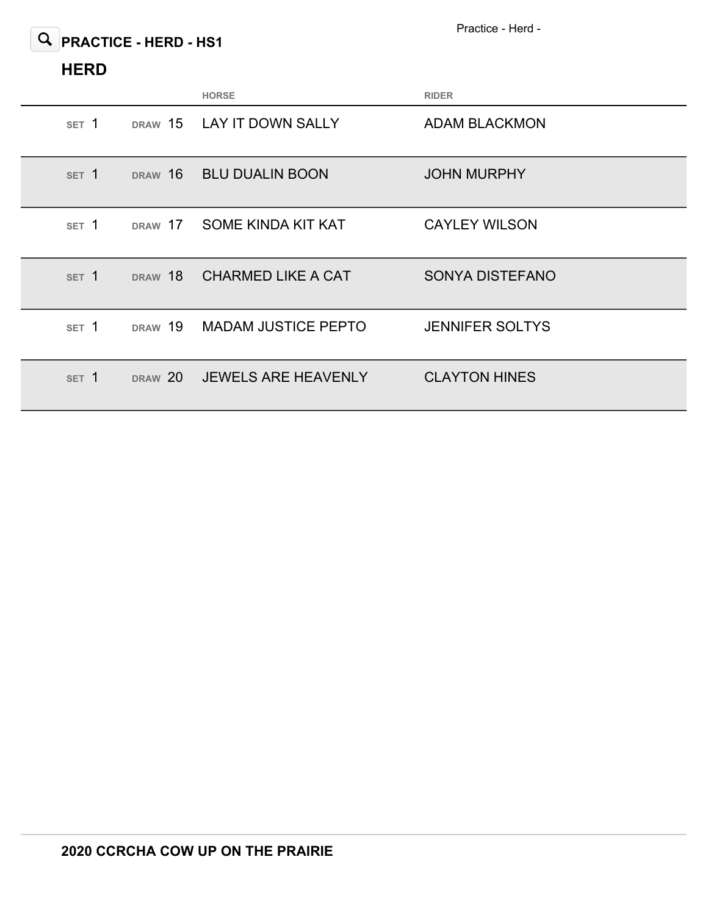## PRACTICE - HERD - HS1

### HERD

| | | HORSE | RIDER |
|---|---|---|---|
| SET 1 | DRAW 15 | LAY IT DOWN SALLY | ADAM BLACKMON |
| SET 1 | DRAW 16 | BLU DUALIN BOON | JOHN MURPHY |
| SET 1 | DRAW 17 | SOME KINDA KIT KAT | CAYLEY WILSON |
| SET 1 | DRAW 18 | CHARMED LIKE A CAT | SONYA DISTEFANO |
| SET 1 | DRAW 19 | MADAM JUSTICE PEPTO | JENNIFER SOLTYS |
| SET 1 | DRAW 20 | JEWELS ARE HEAVENLY | CLAYTON HINES |